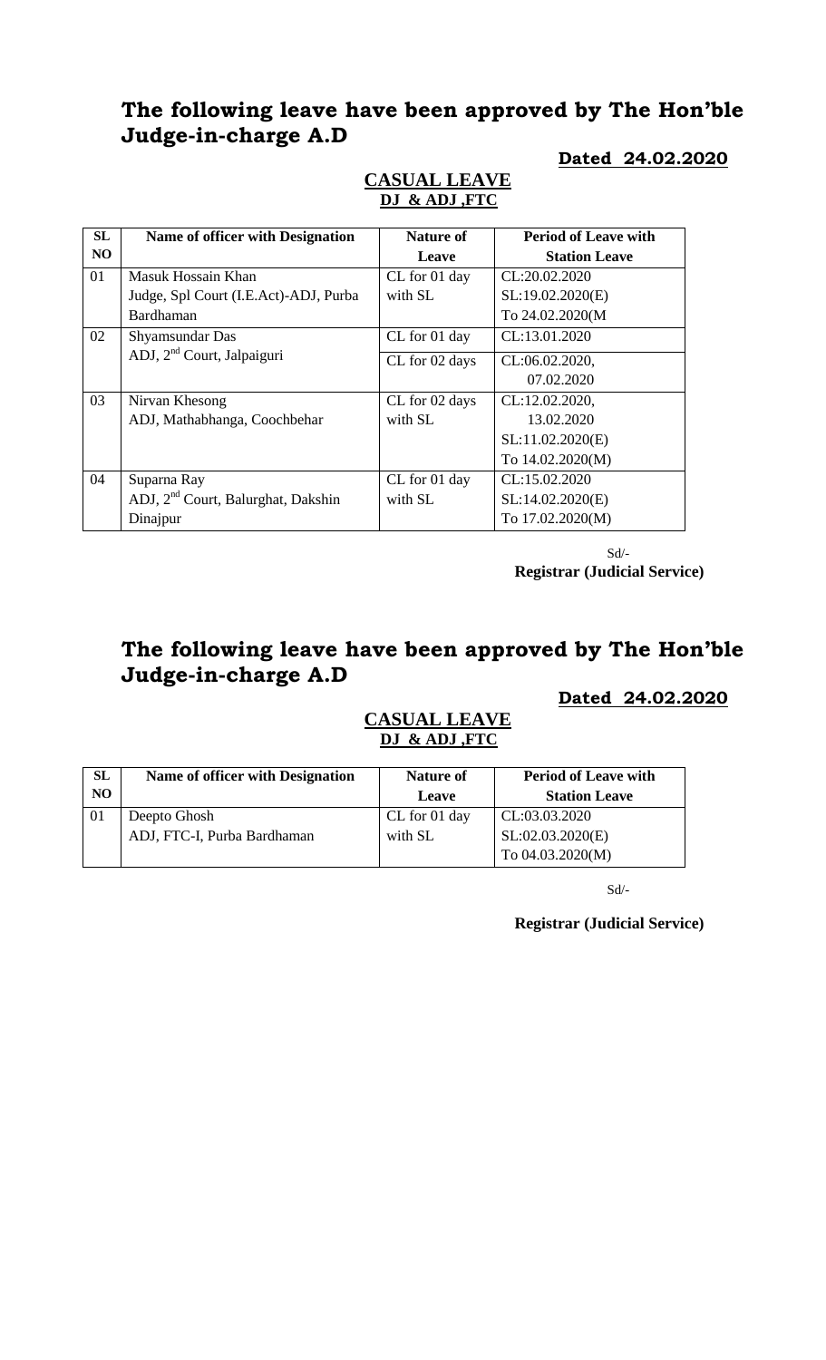## The following leave have been approved by The Hon'ble Judge-in-charge A.D

**Dated 24.02.2020**

**CASUAL LEAVE**
**DJ & ADJ ,FTC**

| SL NO | Name of officer with Designation | Nature of Leave | Period of Leave with Station Leave |
|---|---|---|---|
| 01 | Masuk Hossain Khan<br>Judge, Spl Court (I.E.Act)-ADJ, Purba Bardhaman | CL for 01 day with SL | CL:20.02.2020<br>SL:19.02.2020(E)<br>To 24.02.2020(M |
| 02 | Shyamsundar Das<br>ADJ, 2nd Court, Jalpaiguri | CL for 01 day | CL:13.01.2020 |
| | | CL for 02 days | CL:06.02.2020,<br>07.02.2020 |
| 03 | Nirvan Khesong<br>ADJ, Mathabhanga, Coochbehar | CL for 02 days with SL | CL:12.02.2020,<br>13.02.2020<br>SL:11.02.2020(E)<br>To 14.02.2020(M) |
| 04 | Suparna Ray<br>ADJ, 2nd Court, Balurghat, Dakshin Dinajpur | CL for 01 day with SL | CL:15.02.2020<br>SL:14.02.2020(E)<br>To 17.02.2020(M) |

Sd/-
**Registrar (Judicial Service)**

## The following leave have been approved by The Hon'ble Judge-in-charge A.D

**Dated 24.02.2020**

**CASUAL LEAVE**
**DJ & ADJ ,FTC**

| SL NO | Name of officer with Designation | Nature of Leave | Period of Leave with Station Leave |
|---|---|---|---|
| 01 | Deepto Ghosh<br>ADJ, FTC-I, Purba Bardhaman | CL for 01 day with SL | CL:03.03.2020<br>SL:02.03.2020(E)<br>To 04.03.2020(M) |

Sd/-

**Registrar (Judicial Service)**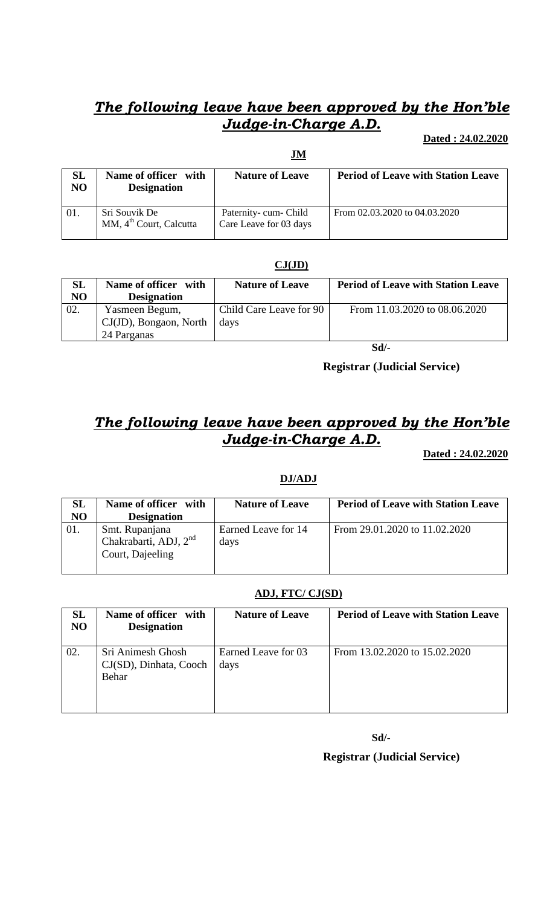## ***The following leave have been approved by the Hon'ble Judge-in-Charge A.D.***

**Dated : 24.02.2020**

**JM**

| SL NO | Name of officer with Designation | Nature of Leave | Period of Leave with Station Leave |
|---|---|---|---|
| 01. | Sri Souvik De MM, 4th Court, Calcutta | Paternity- cum- Child Care Leave for 03 days | From 02.03.2020 to 04.03.2020 |

**CJ(JD)**

| SL NO | Name of officer with Designation | Nature of Leave | Period of Leave with Station Leave |
|---|---|---|---|
| 02. | Yasmeen Begum, CJ(JD), Bongaon, North 24 Parganas | Child Care Leave for 90 days | From 11.03.2020 to 08.06.2020 |

**Sd/-**

**Registrar (Judicial Service)**

## ***The following leave have been approved by the Hon'ble Judge-in-Charge A.D.***

**Dated : 24.02.2020**

**DJ/ADJ**

| SL NO | Name of officer with Designation | Nature of Leave | Period of Leave with Station Leave |
|---|---|---|---|
| 01. | Smt. Rupanjana Chakrabarti, ADJ, 2nd Court, Dajeeling | Earned Leave for 14 days | From 29.01.2020 to 11.02.2020 |

**ADJ, FTC/ CJ(SD)**

| SL NO | Name of officer with Designation | Nature of Leave | Period of Leave with Station Leave |
|---|---|---|---|
| 02. | Sri Animesh Ghosh CJ(SD), Dinhata, Cooch Behar | Earned Leave for 03 days | From 13.02.2020 to 15.02.2020 |

**Sd/-**

**Registrar (Judicial Service)**